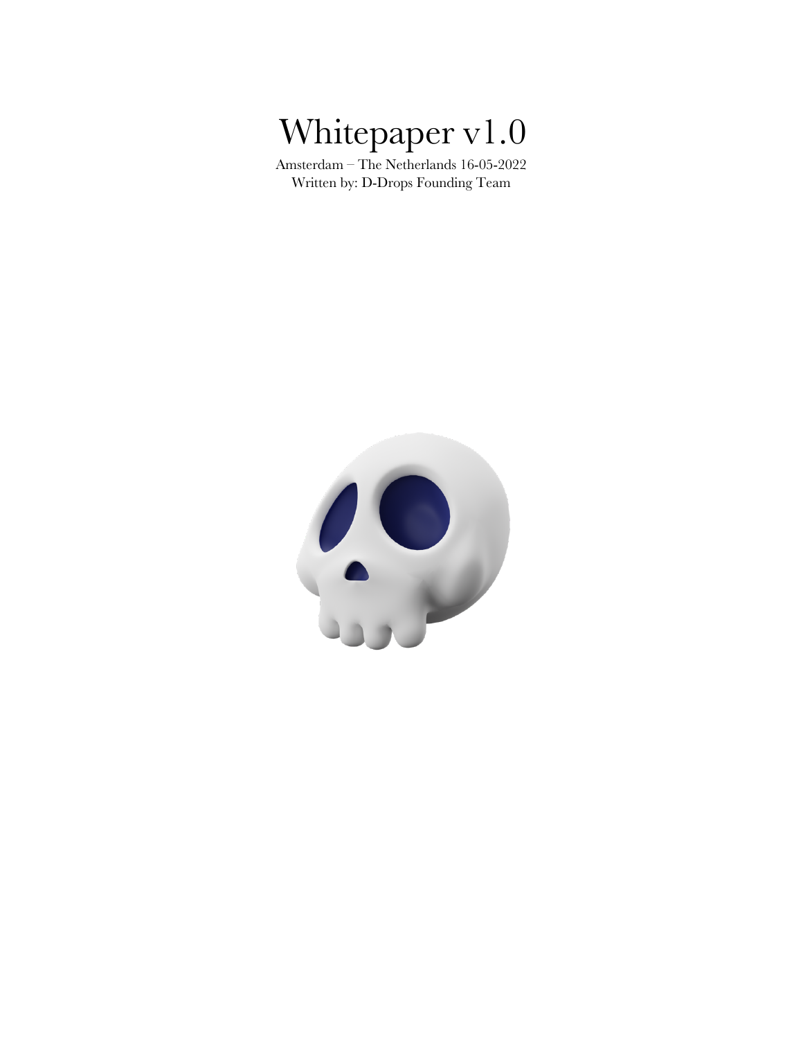# Whitepaper v1.0

Amsterdam – The Netherlands 16-05-2022
Written by: D-Drops Founding Team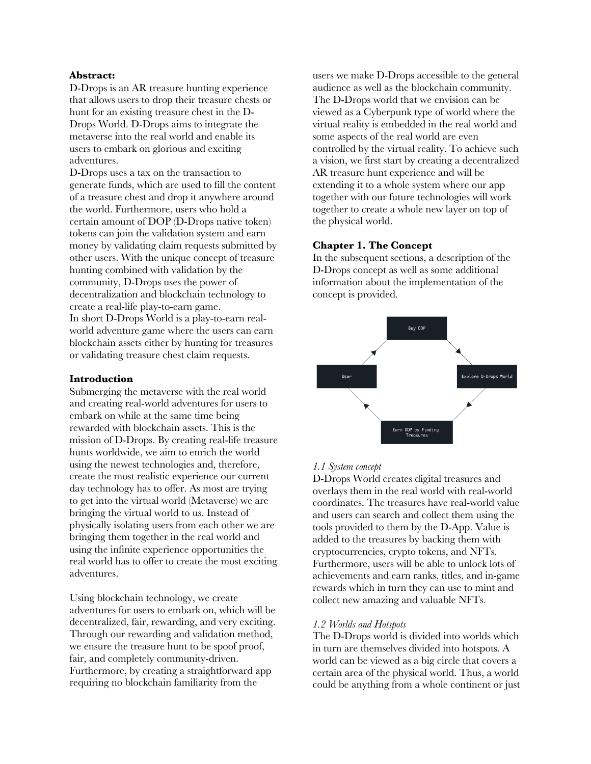**Abstract:**

D-Drops is an AR treasure hunting experience that allows users to drop their treasure chests or hunt for an existing treasure chest in the D-Drops World. D-Drops aims to integrate the metaverse into the real world and enable its users to embark on glorious and exciting adventures.

D-Drops uses a tax on the transaction to generate funds, which are used to fill the content of a treasure chest and drop it anywhere around the world. Furthermore, users who hold a certain amount of DOP (D-Drops native token) tokens can join the validation system and earn money by validating claim requests submitted by other users. With the unique concept of treasure hunting combined with validation by the community, D-Drops uses the power of decentralization and blockchain technology to create a real-life play-to-earn game.

In short D-Drops World is a play-to-earn real-world adventure game where the users can earn blockchain assets either by hunting for treasures or validating treasure chest claim requests.

**Introduction**

Submerging the metaverse with the real world and creating real-world adventures for users to embark on while at the same time being rewarded with blockchain assets. This is the mission of D-Drops. By creating real-life treasure hunts worldwide, we aim to enrich the world using the newest technologies and, therefore, create the most realistic experience our current day technology has to offer. As most are trying to get into the virtual world (Metaverse) we are bringing the virtual world to us. Instead of physically isolating users from each other we are bringing them together in the real world and using the infinite experience opportunities the real world has to offer to create the most exciting adventures.

Using blockchain technology, we create adventures for users to embark on, which will be decentralized, fair, rewarding, and very exciting. Through our rewarding and validation method, we ensure the treasure hunt to be spoof proof, fair, and completely community-driven. Furthermore, by creating a straightforward app requiring no blockchain familiarity from the users we make D-Drops accessible to the general audience as well as the blockchain community. The D-Drops world that we envision can be viewed as a Cyberpunk type of world where the virtual reality is embedded in the real world and some aspects of the real world are even controlled by the virtual reality. To achieve such a vision, we first start by creating a decentralized AR treasure hunt experience and will be extending it to a whole system where our app together with our future technologies will work together to create a whole new layer on top of the physical world.

**Chapter 1. The Concept**

In the subsequent sections, a description of the D-Drops concept as well as some additional information about the implementation of the concept is provided.

Buy DOP → Explore D-Drops World → Earn DOP by Finding Treasures → User → Buy DOP

*1.1 System concept*

D-Drops World creates digital treasures and overlays them in the real world with real-world coordinates. The treasures have real-world value and users can search and collect them using the tools provided to them by the D-App. Value is added to the treasures by backing them with cryptocurrencies, crypto tokens, and NFTs. Furthermore, users will be able to unlock lots of achievements and earn ranks, titles, and in-game rewards which in turn they can use to mint and collect new amazing and valuable NFTs.

*1.2 Worlds and Hotspots*

The D-Drops world is divided into worlds which in turn are themselves divided into hotspots. A world can be viewed as a big circle that covers a certain area of the physical world. Thus, a world could be anything from a whole continent or just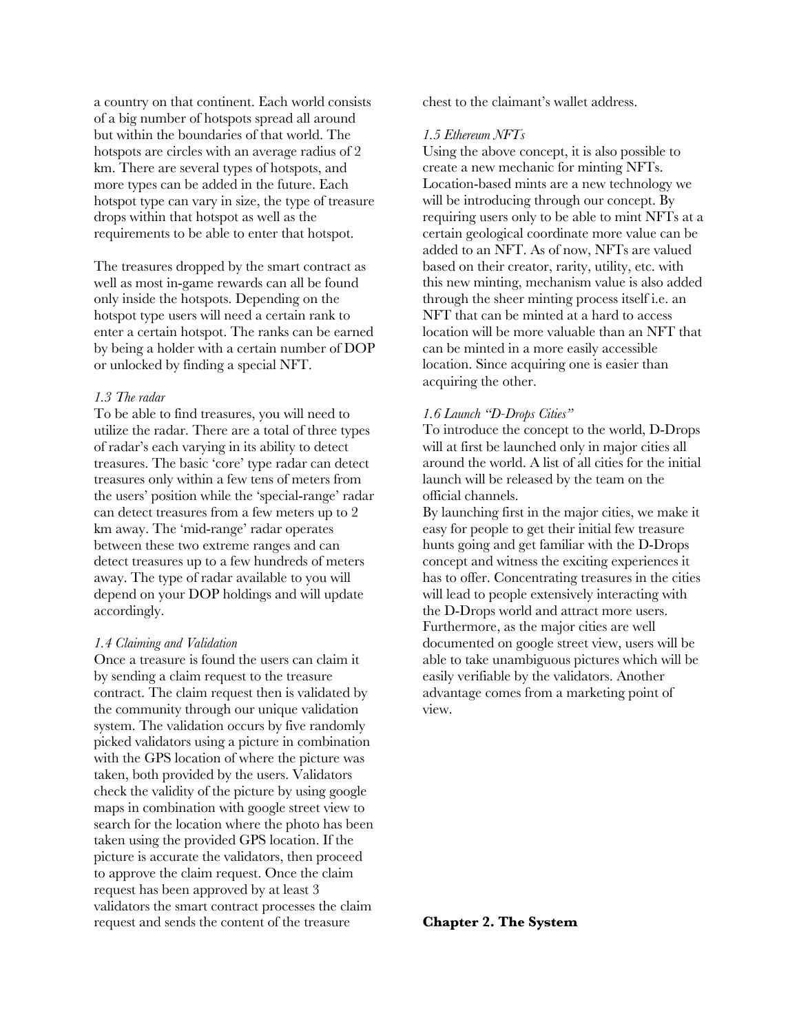a country on that continent. Each world consists of a big number of hotspots spread all around but within the boundaries of that world. The hotspots are circles with an average radius of 2 km. There are several types of hotspots, and more types can be added in the future. Each hotspot type can vary in size, the type of treasure drops within that hotspot as well as the requirements to be able to enter that hotspot.

The treasures dropped by the smart contract as well as most in-game rewards can all be found only inside the hotspots. Depending on the hotspot type users will need a certain rank to enter a certain hotspot. The ranks can be earned by being a holder with a certain number of DOP or unlocked by finding a special NFT.

### *1.3 The radar*

To be able to find treasures, you will need to utilize the radar. There are a total of three types of radar's each varying in its ability to detect treasures. The basic 'core' type radar can detect treasures only within a few tens of meters from the users' position while the 'special-range' radar can detect treasures from a few meters up to 2 km away. The 'mid-range' radar operates between these two extreme ranges and can detect treasures up to a few hundreds of meters away. The type of radar available to you will depend on your DOP holdings and will update accordingly.

### *1.4 Claiming and Validation*

Once a treasure is found the users can claim it by sending a claim request to the treasure contract. The claim request then is validated by the community through our unique validation system. The validation occurs by five randomly picked validators using a picture in combination with the GPS location of where the picture was taken, both provided by the users. Validators check the validity of the picture by using google maps in combination with google street view to search for the location where the photo has been taken using the provided GPS location. If the picture is accurate the validators, then proceed to approve the claim request. Once the claim request has been approved by at least 3 validators the smart contract processes the claim request and sends the content of the treasure chest to the claimant's wallet address.

### *1.5 Ethereum NFTs*

Using the above concept, it is also possible to create a new mechanic for minting NFTs. Location-based mints are a new technology we will be introducing through our concept. By requiring users only to be able to mint NFTs at a certain geological coordinate more value can be added to an NFT. As of now, NFTs are valued based on their creator, rarity, utility, etc. with this new minting, mechanism value is also added through the sheer minting process itself i.e. an NFT that can be minted at a hard to access location will be more valuable than an NFT that can be minted in a more easily accessible location. Since acquiring one is easier than acquiring the other.

### *1.6 Launch "D-Drops Cities"*

To introduce the concept to the world, D-Drops will at first be launched only in major cities all around the world. A list of all cities for the initial launch will be released by the team on the official channels.

By launching first in the major cities, we make it easy for people to get their initial few treasure hunts going and get familiar with the D-Drops concept and witness the exciting experiences it has to offer. Concentrating treasures in the cities will lead to people extensively interacting with the D-Drops world and attract more users. Furthermore, as the major cities are well documented on google street view, users will be able to take unambiguous pictures which will be easily verifiable by the validators. Another advantage comes from a marketing point of view.

## Chapter 2. The System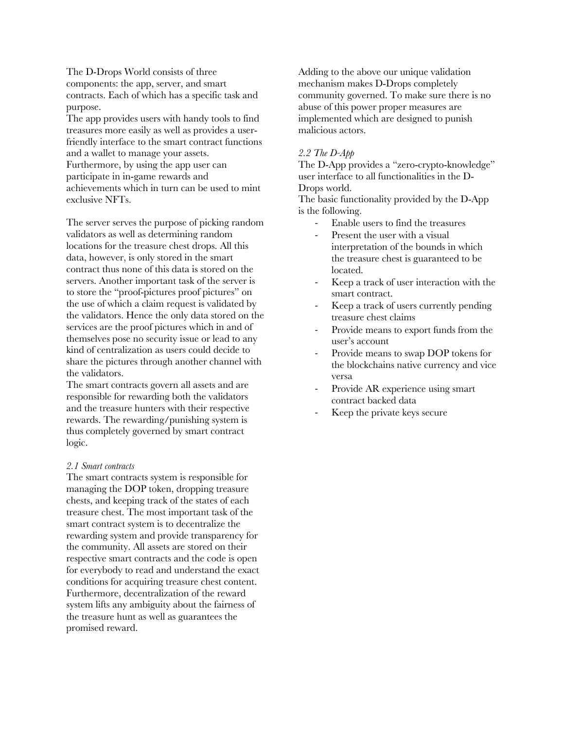The D-Drops World consists of three components: the app, server, and smart contracts. Each of which has a specific task and purpose.

The app provides users with handy tools to find treasures more easily as well as provides a user-friendly interface to the smart contract functions and a wallet to manage your assets. Furthermore, by using the app user can participate in in-game rewards and achievements which in turn can be used to mint exclusive NFTs.

The server serves the purpose of picking random validators as well as determining random locations for the treasure chest drops. All this data, however, is only stored in the smart contract thus none of this data is stored on the servers. Another important task of the server is to store the "proof-pictures proof pictures" on the use of which a claim request is validated by the validators. Hence the only data stored on the services are the proof pictures which in and of themselves pose no security issue or lead to any kind of centralization as users could decide to share the pictures through another channel with the validators.

The smart contracts govern all assets and are responsible for rewarding both the validators and the treasure hunters with their respective rewards. The rewarding/punishing system is thus completely governed by smart contract logic.

*2.1 Smart contracts*

The smart contracts system is responsible for managing the DOP token, dropping treasure chests, and keeping track of the states of each treasure chest. The most important task of the smart contract system is to decentralize the rewarding system and provide transparency for the community. All assets are stored on their respective smart contracts and the code is open for everybody to read and understand the exact conditions for acquiring treasure chest content. Furthermore, decentralization of the reward system lifts any ambiguity about the fairness of the treasure hunt as well as guarantees the promised reward.

Adding to the above our unique validation mechanism makes D-Drops completely community governed. To make sure there is no abuse of this power proper measures are implemented which are designed to punish malicious actors.

*2.2 The D-App*

The D-App provides a "zero-crypto-knowledge" user interface to all functionalities in the D-Drops world.

The basic functionality provided by the D-App is the following.

- Enable users to find the treasures
- Present the user with a visual interpretation of the bounds in which the treasure chest is guaranteed to be located.
- Keep a track of user interaction with the smart contract.
- Keep a track of users currently pending treasure chest claims
- Provide means to export funds from the user's account
- Provide means to swap DOP tokens for the blockchains native currency and vice versa
- Provide AR experience using smart contract backed data
- Keep the private keys secure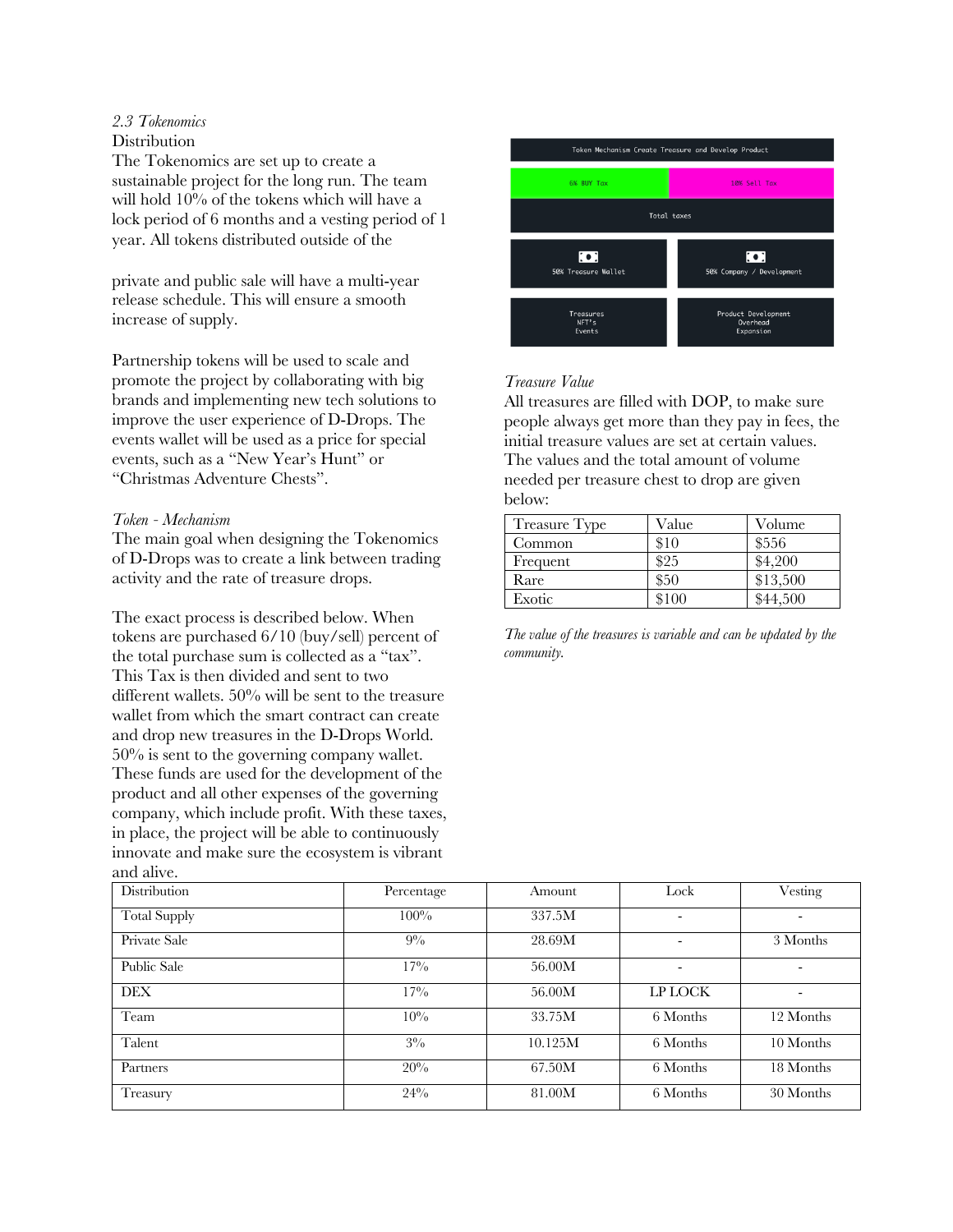*2.3 Tokenomics*

Distribution

The Tokenomics are set up to create a sustainable project for the long run. The team will hold 10% of the tokens which will have a lock period of 6 months and a vesting period of 1 year. All tokens distributed outside of the private and public sale will have a multi-year release schedule. This will ensure a smooth increase of supply.

Partnership tokens will be used to scale and promote the project by collaborating with big brands and implementing new tech solutions to improve the user experience of D-Drops. The events wallet will be used as a price for special events, such as a "New Year's Hunt" or "Christmas Adventure Chests".

*Token - Mechanism*

The main goal when designing the Tokenomics of D-Drops was to create a link between trading activity and the rate of treasure drops.

The exact process is described below. When tokens are purchased 6/10 (buy/sell) percent of the total purchase sum is collected as a "tax". This Tax is then divided and sent to two different wallets. 50% will be sent to the treasure wallet from which the smart contract can create and drop new treasures in the D-Drops World. 50% is sent to the governing company wallet. These funds are used for the development of the product and all other expenses of the governing company, which include profit. With these taxes, in place, the project will be able to continuously innovate and make sure the ecosystem is vibrant and alive.

Token Mechanism Create Treasure and Develop Product

6% BUY Tax | 10% Sell Tax

Total taxes

50% Treasure Wallet | 50% Company / Development

Treasures, NFT's, Events | Product Development, Overhead, Expansion

*Treasure Value*

All treasures are filled with DOP, to make sure people always get more than they pay in fees, the initial treasure values are set at certain values. The values and the total amount of volume needed per treasure chest to drop are given below:

| Treasure Type | Value | Volume |
|---|---|---|
| Common | $10 | $556 |
| Frequent | $25 | $4,200 |
| Rare | $50 | $13,500 |
| Exotic | $100 | $44,500 |

*The value of the treasures is variable and can be updated by the community.*

| Distribution | Percentage | Amount | Lock | Vesting |
|---|---|---|---|---|
| Total Supply | 100% | 337.5M | - | - |
| Private Sale | 9% | 28.69M | - | 3 Months |
| Public Sale | 17% | 56.00M | - | - |
| DEX | 17% | 56.00M | LP LOCK | - |
| Team | 10% | 33.75M | 6 Months | 12 Months |
| Talent | 3% | 10.125M | 6 Months | 10 Months |
| Partners | 20% | 67.50M | 6 Months | 18 Months |
| Treasury | 24% | 81.00M | 6 Months | 30 Months |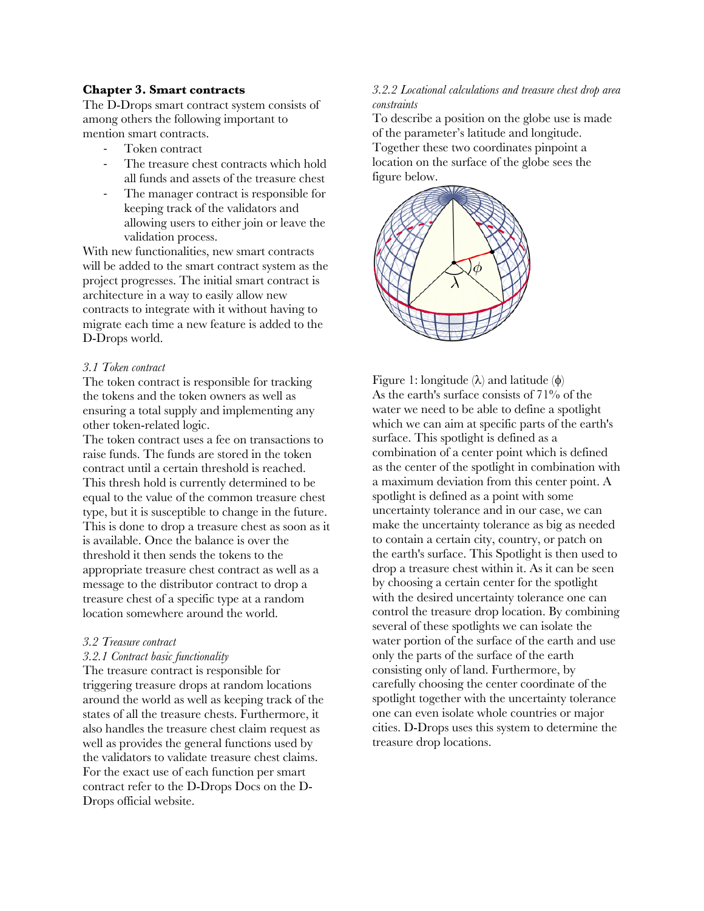## Chapter 3. Smart contracts

The D-Drops smart contract system consists of among others the following important to mention smart contracts.

- Token contract
- The treasure chest contracts which hold all funds and assets of the treasure chest
- The manager contract is responsible for keeping track of the validators and allowing users to either join or leave the validation process.

With new functionalities, new smart contracts will be added to the smart contract system as the project progresses. The initial smart contract is architecture in a way to easily allow new contracts to integrate with it without having to migrate each time a new feature is added to the D-Drops world.

### *3.1 Token contract*

The token contract is responsible for tracking the tokens and the token owners as well as ensuring a total supply and implementing any other token-related logic.

The token contract uses a fee on transactions to raise funds. The funds are stored in the token contract until a certain threshold is reached. This thresh hold is currently determined to be equal to the value of the common treasure chest type, but it is susceptible to change in the future. This is done to drop a treasure chest as soon as it is available. Once the balance is over the threshold it then sends the tokens to the appropriate treasure chest contract as well as a message to the distributor contract to drop a treasure chest of a specific type at a random location somewhere around the world.

### *3.2 Treasure contract*

#### *3.2.1 Contract basic functionality*

The treasure contract is responsible for triggering treasure drops at random locations around the world as well as keeping track of the states of all the treasure chests. Furthermore, it also handles the treasure chest claim request as well as provides the general functions used by the validators to validate treasure chest claims. For the exact use of each function per smart contract refer to the D-Drops Docs on the D-Drops official website.

#### *3.2.2 Locational calculations and treasure chest drop area constraints*

To describe a position on the globe use is made of the parameter's latitude and longitude. Together these two coordinates pinpoint a location on the surface of the globe sees the figure below.

Figure 1: longitude ($\lambda$) and latitude ($\phi$)

As the earth's surface consists of 71% of the water we need to be able to define a spotlight which we can aim at specific parts of the earth's surface. This spotlight is defined as a combination of a center point which is defined as the center of the spotlight in combination with a maximum deviation from this center point. A spotlight is defined as a point with some uncertainty tolerance and in our case, we can make the uncertainty tolerance as big as needed to contain a certain city, country, or patch on the earth's surface. This Spotlight is then used to drop a treasure chest within it. As it can be seen by choosing a certain center for the spotlight with the desired uncertainty tolerance one can control the treasure drop location. By combining several of these spotlights we can isolate the water portion of the surface of the earth and use only the parts of the surface of the earth consisting only of land. Furthermore, by carefully choosing the center coordinate of the spotlight together with the uncertainty tolerance one can even isolate whole countries or major cities. D-Drops uses this system to determine the treasure drop locations.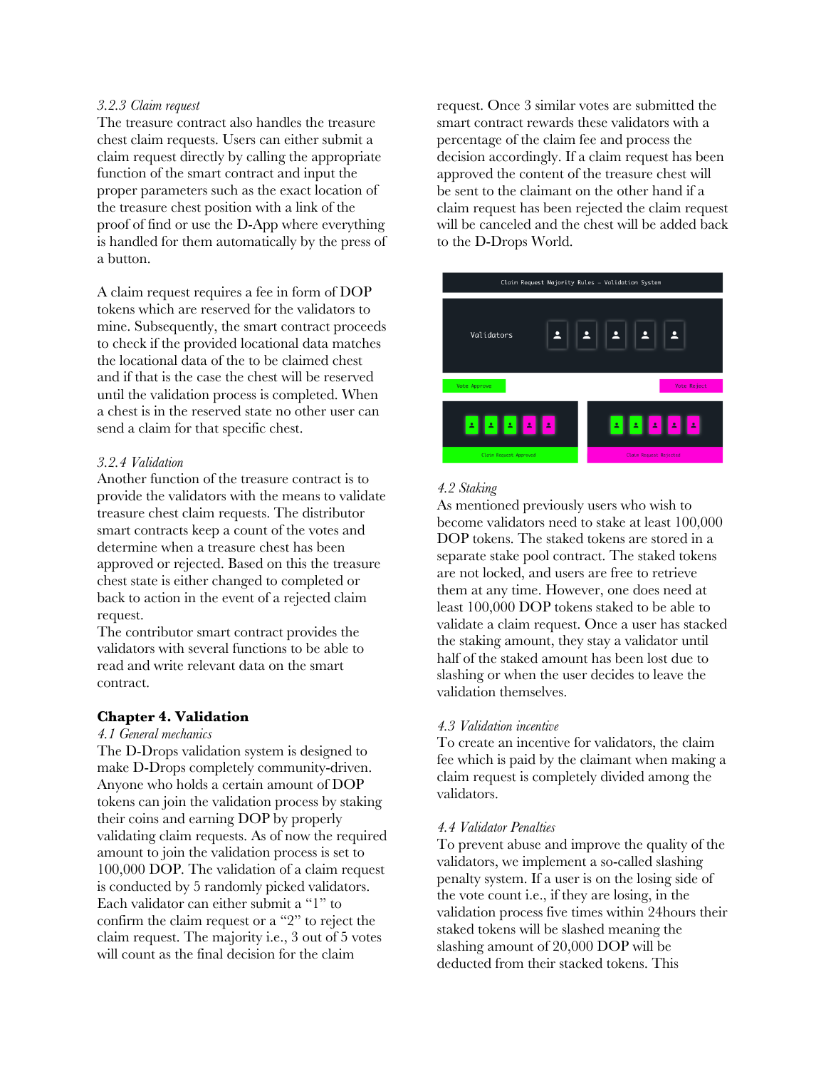*3.2.3 Claim request*

The treasure contract also handles the treasure chest claim requests. Users can either submit a claim request directly by calling the appropriate function of the smart contract and input the proper parameters such as the exact location of the treasure chest position with a link of the proof of find or use the D-App where everything is handled for them automatically by the press of a button.

A claim request requires a fee in form of DOP tokens which are reserved for the validators to mine. Subsequently, the smart contract proceeds to check if the provided locational data matches the locational data of the to be claimed chest and if that is the case the chest will be reserved until the validation process is completed. When a chest is in the reserved state no other user can send a claim for that specific chest.

*3.2.4 Validation*

Another function of the treasure contract is to provide the validators with the means to validate treasure chest claim requests. The distributor smart contracts keep a count of the votes and determine when a treasure chest has been approved or rejected. Based on this the treasure chest state is either changed to completed or back to action in the event of a rejected claim request.

The contributor smart contract provides the validators with several functions to be able to read and write relevant data on the smart contract.

## Chapter 4. Validation

*4.1 General mechanics*

The D-Drops validation system is designed to make D-Drops completely community-driven. Anyone who holds a certain amount of DOP tokens can join the validation process by staking their coins and earning DOP by properly validating claim requests. As of now the required amount to join the validation process is set to 100,000 DOP. The validation of a claim request is conducted by 5 randomly picked validators. Each validator can either submit a "1" to confirm the claim request or a "2" to reject the claim request. The majority i.e., 3 out of 5 votes will count as the final decision for the claim request. Once 3 similar votes are submitted the smart contract rewards these validators with a percentage of the claim fee and process the decision accordingly. If a claim request has been approved the content of the treasure chest will be sent to the claimant on the other hand if a claim request has been rejected the claim request will be canceled and the chest will be added back to the D-Drops World.

*4.2 Staking*

As mentioned previously users who wish to become validators need to stake at least 100,000 DOP tokens. The staked tokens are stored in a separate stake pool contract. The staked tokens are not locked, and users are free to retrieve them at any time. However, one does need at least 100,000 DOP tokens staked to be able to validate a claim request. Once a user has stacked the staking amount, they stay a validator until half of the staked amount has been lost due to slashing or when the user decides to leave the validation themselves.

*4.3 Validation incentive*

To create an incentive for validators, the claim fee which is paid by the claimant when making a claim request is completely divided among the validators.

*4.4 Validator Penalties*

To prevent abuse and improve the quality of the validators, we implement a so-called slashing penalty system. If a user is on the losing side of the vote count i.e., if they are losing, in the validation process five times within 24hours their staked tokens will be slashed meaning the slashing amount of 20,000 DOP will be deducted from their stacked tokens. This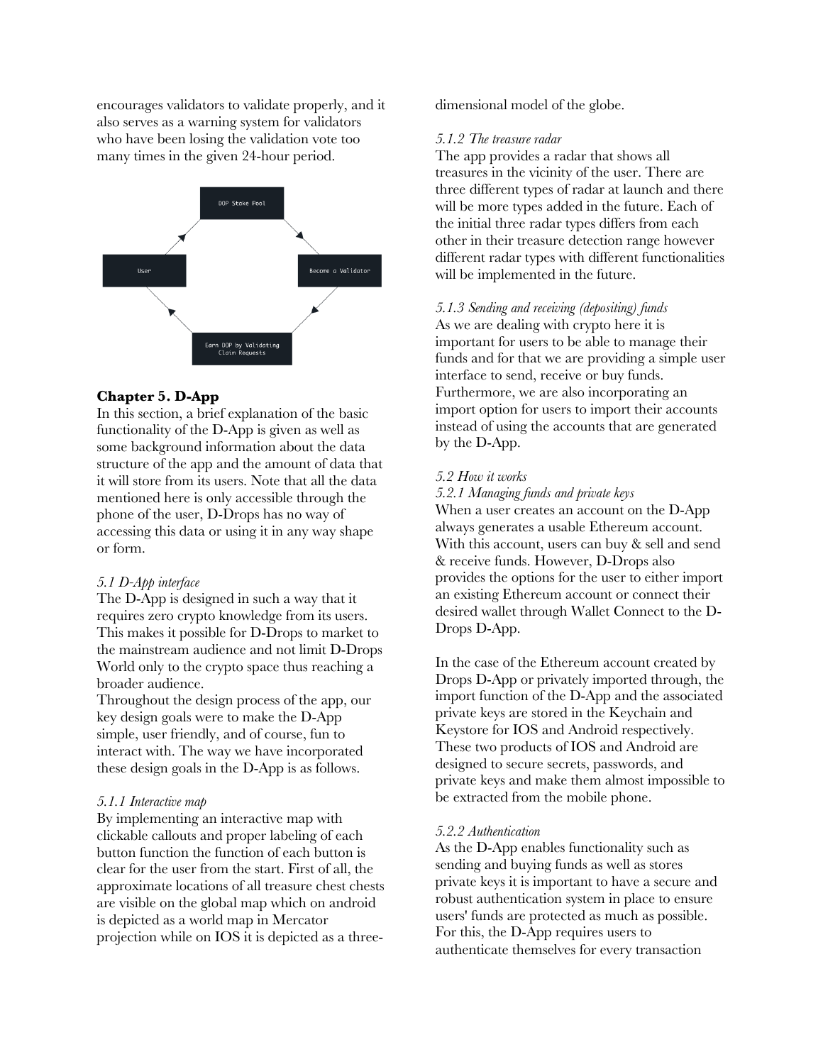encourages validators to validate properly, and it also serves as a warning system for validators who have been losing the validation vote too many times in the given 24-hour period.

## Chapter 5. D-App

In this section, a brief explanation of the basic functionality of the D-App is given as well as some background information about the data structure of the app and the amount of data that it will store from its users. Note that all the data mentioned here is only accessible through the phone of the user, D-Drops has no way of accessing this data or using it in any way shape or form.

### *5.1 D-App interface*

The D-App is designed in such a way that it requires zero crypto knowledge from its users. This makes it possible for D-Drops to market to the mainstream audience and not limit D-Drops World only to the crypto space thus reaching a broader audience.

Throughout the design process of the app, our key design goals were to make the D-App simple, user friendly, and of course, fun to interact with. The way we have incorporated these design goals in the D-App is as follows.

#### *5.1.1 Interactive map*

By implementing an interactive map with clickable callouts and proper labeling of each button function the function of each button is clear for the user from the start. First of all, the approximate locations of all treasure chest chests are visible on the global map which on android is depicted as a world map in Mercator projection while on IOS it is depicted as a three-dimensional model of the globe.

#### *5.1.2 The treasure radar*

The app provides a radar that shows all treasures in the vicinity of the user. There are three different types of radar at launch and there will be more types added in the future. Each of the initial three radar types differs from each other in their treasure detection range however different radar types with different functionalities will be implemented in the future.

#### *5.1.3 Sending and receiving (depositing) funds*

As we are dealing with crypto here it is important for users to be able to manage their funds and for that we are providing a simple user interface to send, receive or buy funds. Furthermore, we are also incorporating an import option for users to import their accounts instead of using the accounts that are generated by the D-App.

### *5.2 How it works*

#### *5.2.1 Managing funds and private keys*

When a user creates an account on the D-App always generates a usable Ethereum account. With this account, users can buy & sell and send & receive funds. However, D-Drops also provides the options for the user to either import an existing Ethereum account or connect their desired wallet through Wallet Connect to the D-Drops D-App.

In the case of the Ethereum account created by Drops D-App or privately imported through, the import function of the D-App and the associated private keys are stored in the Keychain and Keystore for IOS and Android respectively. These two products of IOS and Android are designed to secure secrets, passwords, and private keys and make them almost impossible to be extracted from the mobile phone.

#### *5.2.2 Authentication*

As the D-App enables functionality such as sending and buying funds as well as stores private keys it is important to have a secure and robust authentication system in place to ensure users' funds are protected as much as possible. For this, the D-App requires users to authenticate themselves for every transaction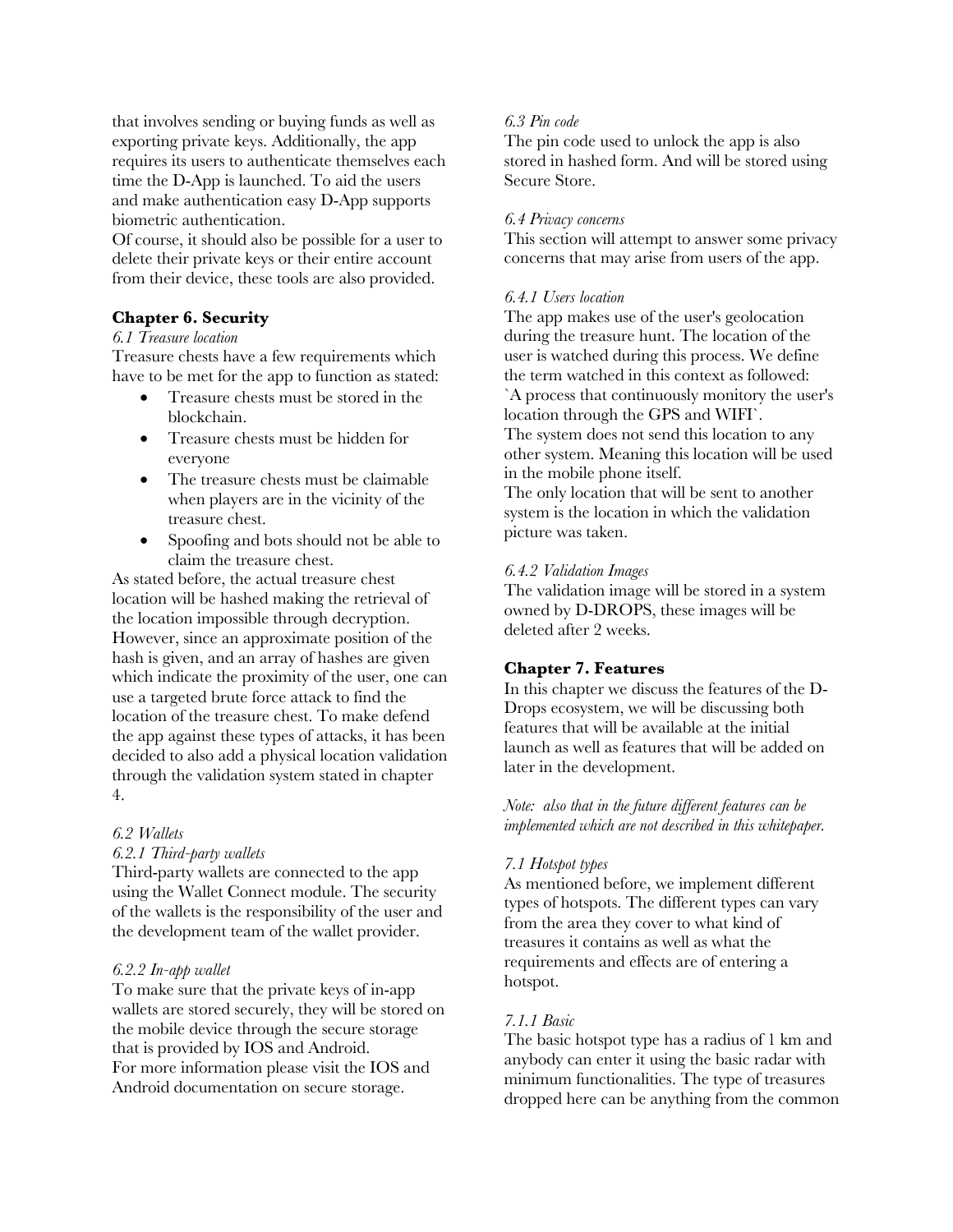that involves sending or buying funds as well as exporting private keys. Additionally, the app requires its users to authenticate themselves each time the D-App is launched. To aid the users and make authentication easy D-App supports biometric authentication.
Of course, it should also be possible for a user to delete their private keys or their entire account from their device, these tools are also provided.

## Chapter 6. Security

*6.1 Treasure location*

Treasure chests have a few requirements which have to be met for the app to function as stated:

- Treasure chests must be stored in the blockchain.
- Treasure chests must be hidden for everyone
- The treasure chests must be claimable when players are in the vicinity of the treasure chest.
- Spoofing and bots should not be able to claim the treasure chest.

As stated before, the actual treasure chest location will be hashed making the retrieval of the location impossible through decryption. However, since an approximate position of the hash is given, and an array of hashes are given which indicate the proximity of the user, one can use a targeted brute force attack to find the location of the treasure chest. To make defend the app against these types of attacks, it has been decided to also add a physical location validation through the validation system stated in chapter 4.

*6.2 Wallets*

*6.2.1 Third-party wallets*

Third-party wallets are connected to the app using the Wallet Connect module. The security of the wallets is the responsibility of the user and the development team of the wallet provider.

*6.2.2 In-app wallet*

To make sure that the private keys of in-app wallets are stored securely, they will be stored on the mobile device through the secure storage that is provided by IOS and Android.
For more information please visit the IOS and Android documentation on secure storage.

*6.3 Pin code*

The pin code used to unlock the app is also stored in hashed form. And will be stored using Secure Store.

*6.4 Privacy concerns*

This section will attempt to answer some privacy concerns that may arise from users of the app.

*6.4.1 Users location*

The app makes use of the user's geolocation during the treasure hunt. The location of the user is watched during this process. We define the term watched in this context as followed:
`A process that continuously monitory the user's location through the GPS and WIFI`.
The system does not send this location to any other system. Meaning this location will be used in the mobile phone itself.
The only location that will be sent to another system is the location in which the validation picture was taken.

*6.4.2 Validation Images*

The validation image will be stored in a system owned by D-DROPS, these images will be deleted after 2 weeks.

## Chapter 7. Features

In this chapter we discuss the features of the D-Drops ecosystem, we will be discussing both features that will be available at the initial launch as well as features that will be added on later in the development.

*Note: also that in the future different features can be implemented which are not described in this whitepaper.*

*7.1 Hotspot types*

As mentioned before, we implement different types of hotspots. The different types can vary from the area they cover to what kind of treasures it contains as well as what the requirements and effects are of entering a hotspot.

*7.1.1 Basic*

The basic hotspot type has a radius of 1 km and anybody can enter it using the basic radar with minimum functionalities. The type of treasures dropped here can be anything from the common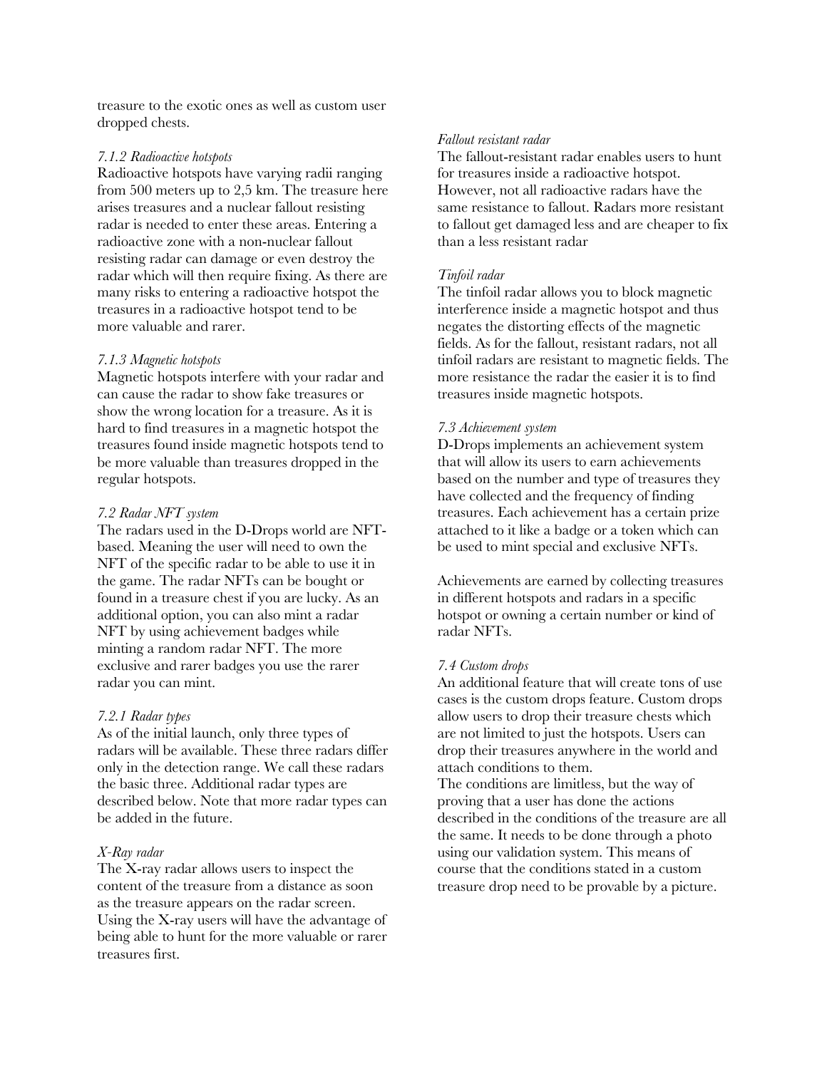treasure to the exotic ones as well as custom user dropped chests.

#### *7.1.2 Radioactive hotspots*

Radioactive hotspots have varying radii ranging from 500 meters up to 2,5 km. The treasure here arises treasures and a nuclear fallout resisting radar is needed to enter these areas. Entering a radioactive zone with a non-nuclear fallout resisting radar can damage or even destroy the radar which will then require fixing. As there are many risks to entering a radioactive hotspot the treasures in a radioactive hotspot tend to be more valuable and rarer.

#### *7.1.3 Magnetic hotspots*

Magnetic hotspots interfere with your radar and can cause the radar to show fake treasures or show the wrong location for a treasure. As it is hard to find treasures in a magnetic hotspot the treasures found inside magnetic hotspots tend to be more valuable than treasures dropped in the regular hotspots.

### *7.2 Radar NFT system*

The radars used in the D-Drops world are NFT-based. Meaning the user will need to own the NFT of the specific radar to be able to use it in the game. The radar NFTs can be bought or found in a treasure chest if you are lucky. As an additional option, you can also mint a radar NFT by using achievement badges while minting a random radar NFT. The more exclusive and rarer badges you use the rarer radar you can mint.

#### *7.2.1 Radar types*

As of the initial launch, only three types of radars will be available. These three radars differ only in the detection range. We call these radars the basic three. Additional radar types are described below. Note that more radar types can be added in the future.

*X-Ray radar*

The X-ray radar allows users to inspect the content of the treasure from a distance as soon as the treasure appears on the radar screen. Using the X-ray users will have the advantage of being able to hunt for the more valuable or rarer treasures first.

*Fallout resistant radar*

The fallout-resistant radar enables users to hunt for treasures inside a radioactive hotspot. However, not all radioactive radars have the same resistance to fallout. Radars more resistant to fallout get damaged less and are cheaper to fix than a less resistant radar

*Tinfoil radar*

The tinfoil radar allows you to block magnetic interference inside a magnetic hotspot and thus negates the distorting effects of the magnetic fields. As for the fallout, resistant radars, not all tinfoil radars are resistant to magnetic fields. The more resistance the radar the easier it is to find treasures inside magnetic hotspots.

### *7.3 Achievement system*

D-Drops implements an achievement system that will allow its users to earn achievements based on the number and type of treasures they have collected and the frequency of finding treasures. Each achievement has a certain prize attached to it like a badge or a token which can be used to mint special and exclusive NFTs.

Achievements are earned by collecting treasures in different hotspots and radars in a specific hotspot or owning a certain number or kind of radar NFTs.

### *7.4 Custom drops*

An additional feature that will create tons of use cases is the custom drops feature. Custom drops allow users to drop their treasure chests which are not limited to just the hotspots. Users can drop their treasures anywhere in the world and attach conditions to them.

The conditions are limitless, but the way of proving that a user has done the actions described in the conditions of the treasure are all the same. It needs to be done through a photo using our validation system. This means of course that the conditions stated in a custom treasure drop need to be provable by a picture.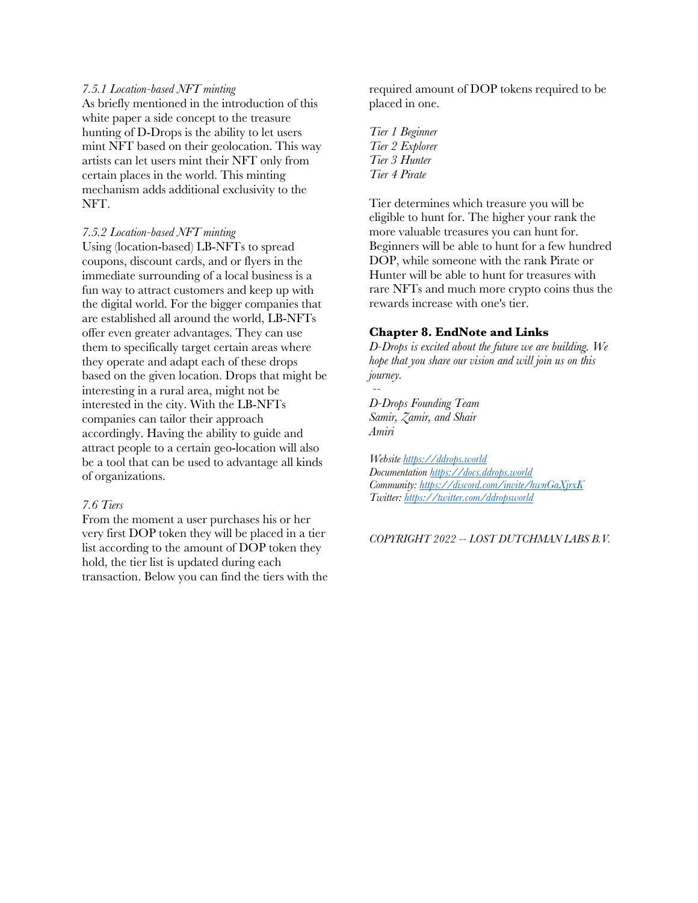*7.5.1 Location-based NFT minting*

As briefly mentioned in the introduction of this white paper a side concept to the treasure hunting of D-Drops is the ability to let users mint NFT based on their geolocation. This way artists can let users mint their NFT only from certain places in the world. This minting mechanism adds additional exclusivity to the NFT.

*7.5.2 Location-based NFT minting*

Using (location-based) LB-NFTs to spread coupons, discount cards, and or flyers in the immediate surrounding of a local business is a fun way to attract customers and keep up with the digital world. For the bigger companies that are established all around the world, LB-NFTs offer even greater advantages. They can use them to specifically target certain areas where they operate and adapt each of these drops based on the given location. Drops that might be interesting in a rural area, might not be interested in the city. With the LB-NFTs companies can tailor their approach accordingly. Having the ability to guide and attract people to a certain geo-location will also be a tool that can be used to advantage all kinds of organizations.

*7.6 Tiers*

From the moment a user purchases his or her very first DOP token they will be placed in a tier list according to the amount of DOP token they hold, the tier list is updated during each transaction. Below you can find the tiers with the required amount of DOP tokens required to be placed in one.

*Tier 1 Beginner*
*Tier 2 Explorer*
*Tier 3 Hunter*
*Tier 4 Pirate*

Tier determines which treasure you will be eligible to hunt for. The higher your rank the more valuable treasures you can hunt for. Beginners will be able to hunt for a few hundred DOP, while someone with the rank Pirate or Hunter will be able to hunt for treasures with rare NFTs and much more crypto coins thus the rewards increase with one's tier.

## Chapter 8. EndNote and Links

*D-Drops is excited about the future we are building. We hope that you share our vision and will join us on this journey.*

--

*D-Drops Founding Team*
*Samir, Zamir, and Shair Amiri*

*Website* https://ddrops.world
*Documentation* https://docs.ddrops.world
*Community:* https://discord.com/invite/hwnGaXjrxK
*Twitter:* https://twitter.com/ddropsworld

*COPYRIGHT 2022 -- LOST DUTCHMAN LABS B.V.*